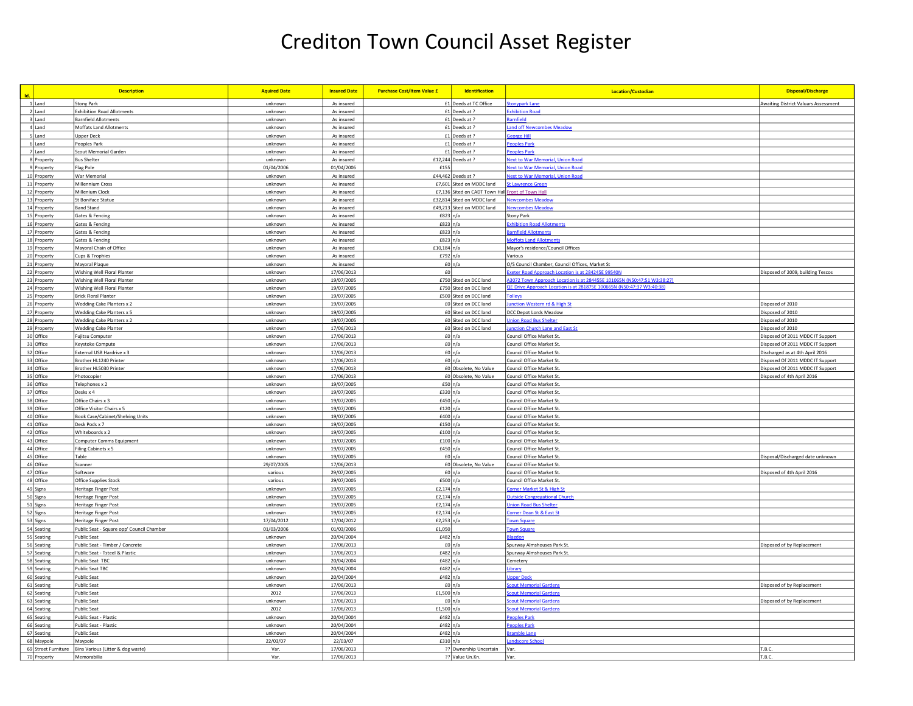# Crediton Town Council Asset Register

| Id. | Description | | Aquired Date | Insured Date | Purchase Cost/Item Value £ | Identification | Location/Custodian | Disposal/Discharge |
|---|---|---|---|---|---|---|---|---|
| 1 | Land | Stony Park | unknown | As insured | £1 | Deeds at TC Office | Stonypark Lane | Awaiting District Valuars Assessment |
| 2 | Land | Exhibition Road Allotments | unknown | As insured | £1 | Deeds at ? | Exhibition Road | |
| 3 | Land | Barnfield Allotments | unknown | As insured | £1 | Deeds at ? | Barnfield | |
| 4 | Land | Moffats Land Allotments | unknown | As insured | £1 | Deeds at ? | Land off Newcombes Meadow | |
| 5 | Land | Upper Deck | unknown | As insured | £1 | Deeds at ? | George Hill | |
| 6 | Land | Peoples Park | unknown | As insured | £1 | Deeds at ? | Peoples Park | |
| 7 | Land | Scout Memorial Garden | unknown | As insured | £1 | Deeds at ? | Peoples Park | |
| 8 | Property | Bus Shelter | unknown | As insured | £12,244 | Deeds at ? | Next to War Memorial, Union Road | |
| 9 | Property | Flag Pole | 01/04/2006 | 01/04/2006 | £155 | | Next to War Memorial, Union Road | |
| 10 | Property | War Memorial | unknown | As insured | £44,462 | Deeds at ? | Next to War Memorial, Union Road | |
| 11 | Property | Millennium Cross | unknown | As insured | £7,601 | Sited on MDDC land | St Lawrence Green | |
| 12 | Property | Millenium Clock | unknown | As insured | £7,136 | Sited on CADT Town Hall | Front of Town Hall | |
| 13 | Property | St Boniface Statue | unknown | As insured | £32,814 | Sited on MDDC land | Newcombes Meadow | |
| 14 | Property | Band Stand | unknown | As insured | £49,213 | Sited on MDDC land | Newcombes Meadow | |
| 15 | Property | Gates & Fencing | unknown | As insured | £823 | n/a | Stony Park | |
| 16 | Property | Gates & Fencing | unknown | As insured | £823 | n/a | Exhibition Road Allotments | |
| 17 | Property | Gates & Fencing | unknown | As insured | £823 | n/a | Barnfield Allotments | |
| 18 | Property | Gates & Fencing | unknown | As insured | £823 | n/a | Moffots Land Allotments | |
| 19 | Property | Mayoral Chain of Office | unknown | As insured | £10,184 | n/a | Mayor's residence/Council Offices | |
| 20 | Property | Cups & Trophies | unknown | As insured | £792 | n/a | Various | |
| 21 | Property | Mayoral Plaque | unknown | As insured | £0 | n/a | O/S Council Chamber, Council Offices, Market St | |
| 22 | Property | Wishing Well Floral Planter | unknown | 17/06/2013 | £0 | | Exeter Road Approach Location is at 284245E 99540N | Disposed of 2009, building Tescos |
| 23 | Property | Wishing Well Floral Planter | unknown | 19/07/2005 | £750 | Sited on DCC land | A3072 Town Approach Location is at 284455E 101065N (N50:47:51 W3:38:27) | |
| 24 | Property | Wishing Well Floral Planter | unknown | 19/07/2005 | £750 | Sited on DCC land | QE Drive Approach Location is at 281875E 100665N (N50:47:37 W3:40:38) | |
| 25 | Property | Brick Floral Planter | unknown | 19/07/2005 | £500 | Sited on DCC land | Tolleys | |
| 26 | Property | Wedding Cake Planters x 2 | unknown | 19/07/2005 | £0 | Sited on DCC land | Junction Western rd & High St | Disposed of 2010 |
| 27 | Property | Wedding Cake Planters x 5 | unknown | 19/07/2005 | £0 | Sited on DCC land | DCC Depot Lords Meadow | Disposed of 2010 |
| 28 | Property | Wedding Cake Planters x 2 | unknown | 19/07/2005 | £0 | Sited on DCC land | Union Road Bus Shelter | Disposed of 2010 |
| 29 | Property | Wedding Cake Planter | unknown | 17/06/2013 | £0 | Sited on DCC land | Junction Church Lane and East St | Disposed of 2010 |
| 30 | Office | Fujitsu Computer | unknown | 17/06/2013 | £0 | n/a | Council Office Market St. | Disposed Of 2011 MDDC IT Support |
| 31 | Office | Keystoke Compute | unknown | 17/06/2013 | £0 | n/a | Council Office Market St. | Disposed Of 2011 MDDC IT Support |
| 32 | Office | External USB Hardrive x 3 | unknown | 17/06/2013 | £0 | n/a | Council Office Market St. | Discharged as at 4th April 2016 |
| 33 | Office | Brother HL1240 Printer | unknown | 17/06/2013 | £0 | n/a | Council Office Market St. | Disposed Of 2011 MDDC IT Support |
| 34 | Office | Brother HL5030 Printer | unknown | 17/06/2013 | £0 | Obsolete, No Value | Council Office Market St. | Disposed Of 2011 MDDC IT Support |
| 35 | Office | Photocopier | unknown | 17/06/2013 | £0 | Obsolete, No Value | Council Office Market St. | Disposed of 4th April 2016 |
| 36 | Office | Telephones x 2 | unknown | 19/07/2005 | £50 | n/a | Council Office Market St. | |
| 37 | Office | Desks x 4 | unknown | 19/07/2005 | £320 | n/a | Council Office Market St. | |
| 38 | Office | Office Chairs x 3 | unknown | 19/07/2005 | £450 | n/a | Council Office Market St. | |
| 39 | Office | Office Visitor Chairs x 5 | unknown | 19/07/2005 | £120 | n/a | Council Office Market St. | |
| 40 | Office | Book Case/Cabinet/Shelving Units | unknown | 19/07/2005 | £400 | n/a | Council Office Market St. | |
| 41 | Office | Desk Pods x 7 | unknown | 19/07/2005 | £150 | n/a | Council Office Market St. | |
| 42 | Office | Whiteboards x 2 | unknown | 19/07/2005 | £100 | n/a | Council Office Market St. | |
| 43 | Office | Computer Comms Equipment | unknown | 19/07/2005 | £100 | n/a | Council Office Market St. | |
| 44 | Office | Filing Cabinets x 5 | unknown | 19/07/2005 | £450 | n/a | Council Office Market St. | |
| 45 | Office | Table | unknown | 19/07/2005 | £0 | n/a | Council Office Market St. | Disposal/Discharged date unknown |
| 46 | Office | Scanner | 29/07/2005 | 17/06/2013 | £0 | Obsolete, No Value | Council Office Market St. | |
| 47 | Office | Software | various | 29/07/2005 | £0 | n/a | Council Office Market St. | Disposed of 4th April 2016 |
| 48 | Office | Office Supplies Stock | various | 29/07/2005 | £500 | n/a | Council Office Market St. | |
| 49 | Signs | Heritage Finger Post | unknown | 19/07/2005 | £2,174 | n/a | Corner Market St & High St | |
| 50 | Signs | Heritage Finger Post | unknown | 19/07/2005 | £2,174 | n/a | Outside Congregational Church | |
| 51 | Signs | Heritage Finger Post | unknown | 19/07/2005 | £2,174 | n/a | Union Road Bus Shelter | |
| 52 | Signs | Heritage Finger Post | unknown | 19/07/2005 | £2,174 | n/a | Corner Dean St & East St | |
| 53 | Signs | Heritage Finger Post | 17/04/2012 | 17/04/2012 | £2,253 | n/a | Town Square | |
| 54 | Seating | Public Seat - Square opp' Council Chamber | 01/03/2006 | 01/03/2006 | £1,050 | | Town Square | |
| 55 | Seating | Public Seat | unknown | 20/04/2004 | £482 | n/a | Blagdon | |
| 56 | Seating | Public Seat - Timber / Concrete | unknown | 17/06/2013 | £0 | n/a | Spurway Almshouses Park St. | Disposed of by Replacement |
| 57 | Seating | Public Seat - Tsteel & Plastic | unknown | 17/06/2013 | £482 | n/a | Spurway Almshouses Park St. | |
| 58 | Seating | Public Seat TBC | unknown | 20/04/2004 | £482 | n/a | Cemetery | |
| 59 | Seating | Public Seat TBC | unknown | 20/04/2004 | £482 | n/a | Library | |
| 60 | Seating | Public Seat | unknown | 20/04/2004 | £482 | n/a | Upper Deck | |
| 61 | Seating | Public Seat | unknown | 17/06/2013 | £0 | n/a | Scout Memorial Gardens | Disposed of by Replacement |
| 62 | Seating | Public Seat | 2012 | 17/06/2013 | £1,500 | n/a | Scout Memorial Gardens | |
| 63 | Seating | Public Seat | unknown | 17/06/2013 | £0 | n/a | Scout Memorial Gardens | Disposed of by Replacement |
| 64 | Seating | Public Seat | 2012 | 17/06/2013 | £1,500 | n/a | Scout Memorial Gardens | |
| 65 | Seating | Public Seat - Plastic | unknown | 20/04/2004 | £482 | n/a | Peoples Park | |
| 66 | Seating | Public Seat - Plastic | unknown | 20/04/2004 | £482 | n/a | Peoples Park | |
| 67 | Seating | Public Seat | unknown | 20/04/2004 | £482 | n/a | Bramble Lane | |
| 68 | Maypole | Maypole | 22/03/07 | 22/03/07 | £310 | n/a | Landscore School | |
| 69 | Street Furniture | Bins Various (Litter & dog waste) | Var. | 17/06/2013 | ?? | Ownership Uncertain | Var. | T.B.C. |
| 70 | Property | Memorabilia | Var. | 17/06/2013 | ?? | Value Un.Kn. | Var. | T.B.C. |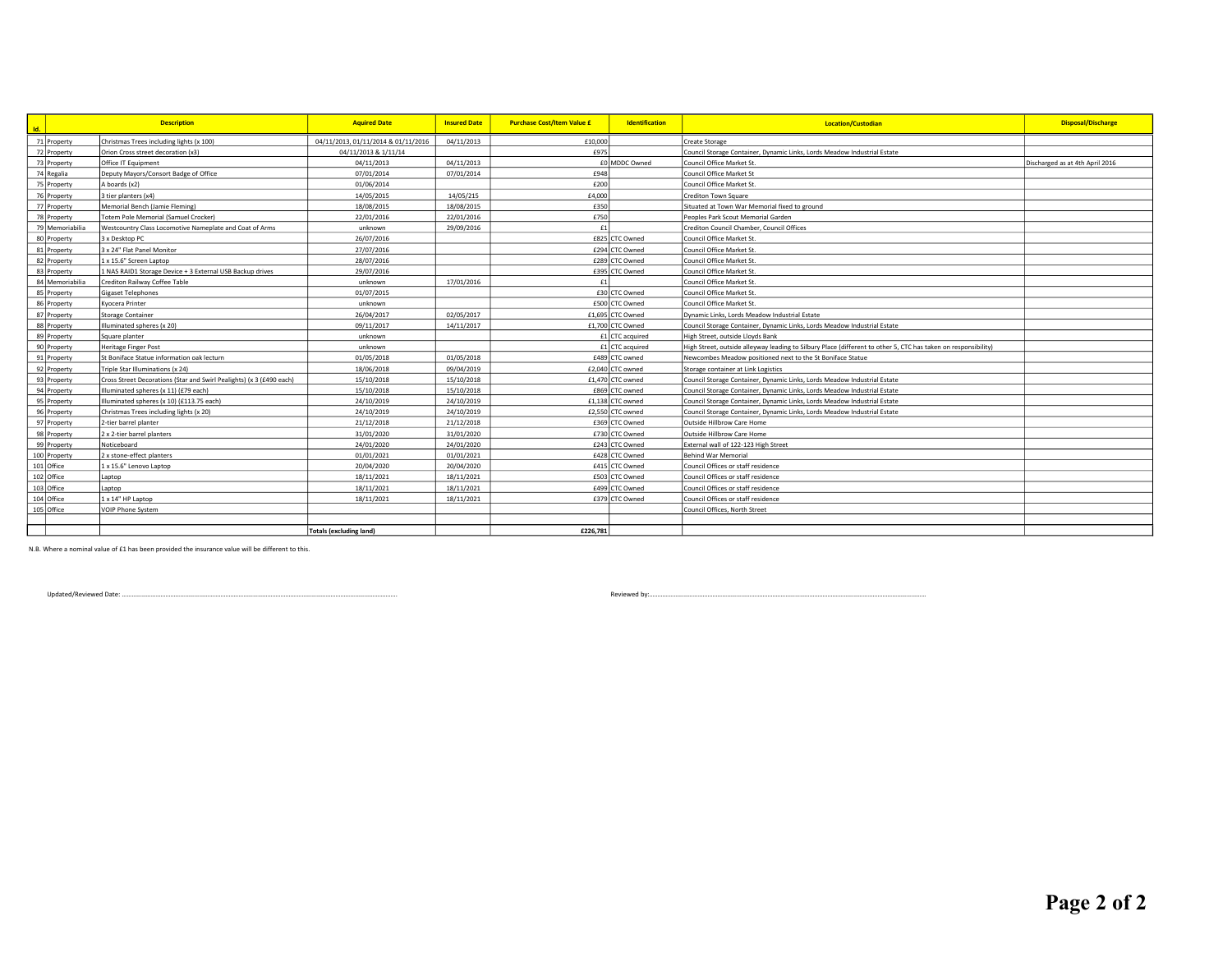| Id. | Description | | Aquired Date | Insured Date | Purchase Cost/Item Value £ | Identification | Location/Custodian | Disposal/Discharge |
|---|---|---|---|---|---|---|---|---|
| 71 | Property | Christmas Trees including lights (x 100) | 04/11/2013, 01/11/2014 & 01/11/2016 | 04/11/2013 | £10,000 | | Create Storage | |
| 72 | Property | Orion Cross street decoration (x3) | 04/11/2013 & 1/11/14 | | £975 | | Council Storage Container, Dynamic Links, Lords Meadow Industrial Estate | |
| 73 | Property | Office IT Equipment | 04/11/2013 | 04/11/2013 | £0 | MDDC Owned | Council Office Market St. | Discharged as at 4th April 2016 |
| 74 | Regalia | Deputy Mayors/Consort Badge of Office | 07/01/2014 | 07/01/2014 | £948 | | Council Office Market St | |
| 75 | Property | A boards (x2) | 01/06/2014 | | £200 | | Council Office Market St. | |
| 76 | Property | 3 tier planters (x4) | 14/05/2015 | 14/05/215 | £4,000 | | Crediton Town Square | |
| 77 | Property | Memorial Bench (Jamie Fleming) | 18/08/2015 | 18/08/2015 | £350 | | Situated at Town War Memorial fixed to ground | |
| 78 | Property | Totem Pole Memorial (Samuel Crocker) | 22/01/2016 | 22/01/2016 | £750 | | Peoples Park Scout Memorial Garden | |
| 79 | Memoriabilia | Westcountry Class Locomotive Nameplate and Coat of Arms | unknown | 29/09/2016 | £1 | | Crediton Council Chamber, Council Offices | |
| 80 | Property | 3 x Desktop PC | 26/07/2016 | | £825 | CTC Owned | Council Office Market St. | |
| 81 | Property | 3 x 24" Flat Panel Monitor | 27/07/2016 | | £294 | CTC Owned | Council Office Market St. | |
| 82 | Property | 1 x 15.6" Screen Laptop | 28/07/2016 | | £289 | CTC Owned | Council Office Market St. | |
| 83 | Property | 1 NAS RAID1 Storage Device + 3 External USB Backup drives | 29/07/2016 | | £395 | CTC Owned | Council Office Market St. | |
| 84 | Memoriabilia | Crediton Railway Coffee Table | unknown | 17/01/2016 | £1 | | Council Office Market St. | |
| 85 | Property | Gigaset Telephones | 01/07/2015 | | £30 | CTC Owned | Council Office Market St. | |
| 86 | Property | Kyocera Printer | unknown | | £500 | CTC Owned | Council Office Market St. | |
| 87 | Property | Storage Container | 26/04/2017 | 02/05/2017 | £1,695 | CTC Owned | Dynamic Links, Lords Meadow Industrial Estate | |
| 88 | Property | Illuminated spheres (x 20) | 09/11/2017 | 14/11/2017 | £1,700 | CTC Owned | Council Storage Container, Dynamic Links, Lords Meadow Industrial Estate | |
| 89 | Property | Square planter | unknown | | £1 | CTC acquired | High Street, outside Lloyds Bank | |
| 90 | Property | Heritage Finger Post | unknown | | £1 | CTC acquired | High Street, outside alleyway leading to Silbury Place (different to other 5, CTC has taken on responsibility) | |
| 91 | Property | St Boniface Statue information oak lecturn | 01/05/2018 | 01/05/2018 | £489 | CTC owned | Newcombes Meadow positioned next to the St Boniface Statue | |
| 92 | Property | Triple Star Illuminations (x 24) | 18/06/2018 | 09/04/2019 | £2,040 | CTC owned | Storage container at Link Logistics | |
| 93 | Property | Cross Street Decorations (Star and Swirl Pealights) (x 3 (£490 each) | 15/10/2018 | 15/10/2018 | £1,470 | CTC owned | Council Storage Container, Dynamic Links, Lords Meadow Industrial Estate | |
| 94 | Property | Illuminated spheres (x 11) (£79 each) | 15/10/2018 | 15/10/2018 | £869 | CTC owned | Council Storage Container, Dynamic Links, Lords Meadow Industrial Estate | |
| 95 | Property | Illuminated spheres (x 10) (£113.75 each) | 24/10/2019 | 24/10/2019 | £1,138 | CTC owned | Council Storage Container, Dynamic Links, Lords Meadow Industrial Estate | |
| 96 | Property | Christmas Trees including lights (x 20) | 24/10/2019 | 24/10/2019 | £2,550 | CTC owned | Council Storage Container, Dynamic Links, Lords Meadow Industrial Estate | |
| 97 | Property | 2-tier barrel planter | 21/12/2018 | 21/12/2018 | £369 | CTC Owned | Outside Hillbrow Care Home | |
| 98 | Property | 2 x 2-tier barrel planters | 31/01/2020 | 31/01/2020 | £730 | CTC Owned | Outside Hillbrow Care Home | |
| 99 | Property | Noticeboard | 24/01/2020 | 24/01/2020 | £243 | CTC Owned | External wall of 122-123 High Street | |
| 100 | Property | 2 x stone-effect planters | 01/01/2021 | 01/01/2021 | £428 | CTC Owned | Behind War Memorial | |
| 101 | Office | 1 x 15.6" Lenovo Laptop | 20/04/2020 | 20/04/2020 | £415 | CTC Owned | Council Offices or staff residence | |
| 102 | Office | Laptop | 18/11/2021 | 18/11/2021 | £503 | CTC Owned | Council Offices or staff residence | |
| 103 | Office | Laptop | 18/11/2021 | 18/11/2021 | £499 | CTC Owned | Council Offices or staff residence | |
| 104 | Office | 1 x 14" HP Laptop | 18/11/2021 | 18/11/2021 | £379 | CTC Owned | Council Offices or staff residence | |
| 105 | Office | VOIP Phone System | | | | | Council Offices, North Street | |
| | | | | | | | | |
| | | | Totals (excluding land) | | £226,781 | | | |

N.B. Where a nominal value of £1 has been provided the insurance value will be different to this.

Updated/Reviewed Date: .............................................................................................................

Reviewed by:.............................................................................................................